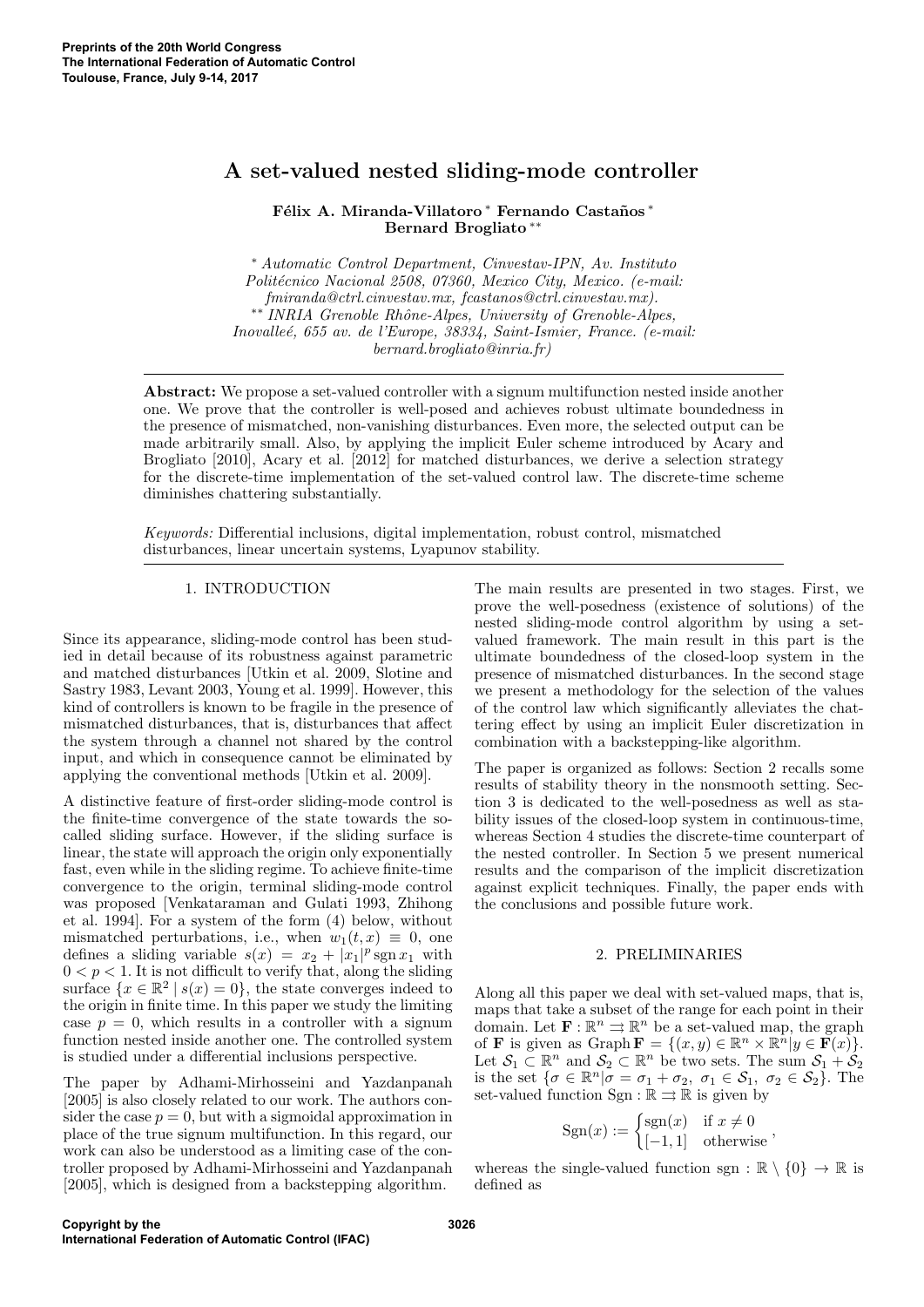# A set-valued nested sliding-mode controller

**Félix A. Miranda-Villatoro** [*] **Fernando Castaños** [*] **Bernard Brogliato** [**]

[*] *Automatic Control Department, Cinvestav-IPN, Av. Instituto Politécnico Nacional 2508, 07360, Mexico City, Mexico. (e-mail: fmiranda@ctrl.cinvestav.mx, fcastanos@ctrl.cinvestav.mx).*
[**] *INRIA Grenoble Rhône-Alpes, University of Grenoble-Alpes, Inovalleé, 655 av. de l'Europe, 38334, Saint-Ismier, France. (e-mail: bernard.brogliato@inria.fr)*

**Abstract:** We propose a set-valued controller with a signum multifunction nested inside another one. We prove that the controller is well-posed and achieves robust ultimate boundedness in the presence of mismatched, non-vanishing disturbances. Even more, the selected output can be made arbitrarily small. Also, by applying the implicit Euler scheme introduced by Acary and Brogliato [2010], Acary et al. [2012] for matched disturbances, we derive a selection strategy for the discrete-time implementation of the set-valued control law. The discrete-time scheme diminishes chattering substantially.

*Keywords:* Differential inclusions, digital implementation, robust control, mismatched disturbances, linear uncertain systems, Lyapunov stability.

## 1. INTRODUCTION

Since its appearance, sliding-mode control has been studied in detail because of its robustness against parametric and matched disturbances [Utkin et al. 2009, Slotine and Sastry 1983, Levant 2003, Young et al. 1999]. However, this kind of controllers is known to be fragile in the presence of mismatched disturbances, that is, disturbances that affect the system through a channel not shared by the control input, and which in consequence cannot be eliminated by applying the conventional methods [Utkin et al. 2009].

A distinctive feature of first-order sliding-mode control is the finite-time convergence of the state towards the so-called sliding surface. However, if the sliding surface is linear, the state will approach the origin only exponentially fast, even while in the sliding regime. To achieve finite-time convergence to the origin, terminal sliding-mode control was proposed [Venkataraman and Gulati 1993, Zhihong et al. 1994]. For a system of the form (4) below, without mismatched perturbations, i.e., when $w_1(t,x) \equiv 0$, one defines a sliding variable $s(x) = x_2 + |x_1|^p \operatorname{sgn} x_1$ with $0 < p < 1$. It is not difficult to verify that, along the sliding surface $\{x \in \mathbb{R}^2 \mid s(x) = 0\}$, the state converges indeed to the origin in finite time. In this paper we study the limiting case $p = 0$, which results in a controller with a signum function nested inside another one. The controlled system is studied under a differential inclusions perspective.

The paper by Adhami-Mirhosseini and Yazdanpanah [2005] is also closely related to our work. The authors consider the case $p = 0$, but with a sigmoidal approximation in place of the true signum multifunction. In this regard, our work can also be understood as a limiting case of the controller proposed by Adhami-Mirhosseini and Yazdanpanah [2005], which is designed from a backstepping algorithm.

The main results are presented in two stages. First, we prove the well-posedness (existence of solutions) of the nested sliding-mode control algorithm by using a set-valued framework. The main result in this part is the ultimate boundedness of the closed-loop system in the presence of mismatched disturbances. In the second stage we present a methodology for the selection of the values of the control law which significantly alleviates the chattering effect by using an implicit Euler discretization in combination with a backstepping-like algorithm.

The paper is organized as follows: Section 2 recalls some results of stability theory in the nonsmooth setting. Section 3 is dedicated to the well-posedness as well as stability issues of the closed-loop system in continuous-time, whereas Section 4 studies the discrete-time counterpart of the nested controller. In Section 5 we present numerical results and the comparison of the implicit discretization against explicit techniques. Finally, the paper ends with the conclusions and possible future work.

## 2. PRELIMINARIES

Along all this paper we deal with set-valued maps, that is, maps that take a subset of the range for each point in their domain. Let $\mathbf{F} : \mathbb{R}^n \rightrightarrows \mathbb{R}^n$ be a set-valued map, the graph of $\mathbf{F}$ is given as $\operatorname{Graph} \mathbf{F} = \{(x,y) \in \mathbb{R}^n \times \mathbb{R}^n | y \in \mathbf{F}(x)\}$. Let $\mathcal{S}_1 \subset \mathbb{R}^n$ and $\mathcal{S}_2 \subset \mathbb{R}^n$ be two sets. The sum $\mathcal{S}_1 + \mathcal{S}_2$ is the set $\{\sigma \in \mathbb{R}^n | \sigma = \sigma_1 + \sigma_2,\ \sigma_1 \in \mathcal{S}_1,\ \sigma_2 \in \mathcal{S}_2\}$. The set-valued function $\operatorname{Sgn} : \mathbb{R} \rightrightarrows \mathbb{R}$ is given by

$$\operatorname{Sgn}(x) := \begin{cases} \operatorname{sgn}(x) & \text{if } x \neq 0 \\ [-1, 1] & \text{otherwise} \end{cases},$$

whereas the single-valued function $\operatorname{sgn} : \mathbb{R} \setminus \{0\} \to \mathbb{R}$ is defined as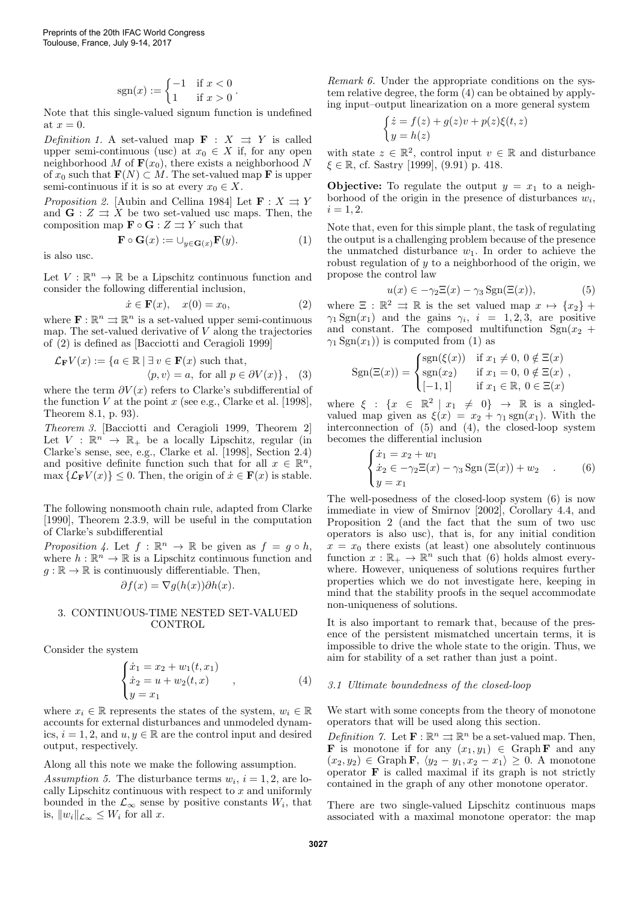$$\operatorname{sgn}(x) := \begin{cases} -1 & \text{if } x < 0 \\ 1 & \text{if } x > 0 \end{cases}.$$

Note that this single-valued signum function is undefined at $x = 0$.

*Definition 1.* A set-valued map $\mathbf{F} : X \rightrightarrows Y$ is called upper semi-continuous (usc) at $x_0 \in X$ if, for any open neighborhood $M$ of $\mathbf{F}(x_0)$, there exists a neighborhood $N$ of $x_0$ such that $\mathbf{F}(N) \subset M$. The set-valued map $\mathbf{F}$ is upper semi-continuous if it is so at every $x_0 \in X$.

*Proposition 2.* [Aubin and Cellina 1984] Let $\mathbf{F} : X \rightrightarrows Y$ and $\mathbf{G} : Z \rightrightarrows X$ be two set-valued usc maps. Then, the composition map $\mathbf{F} \circ \mathbf{G} : Z \rightrightarrows Y$ such that

$$\mathbf{F} \circ \mathbf{G}(x) := \cup_{y \in \mathbf{G}(x)} \mathbf{F}(y). \tag{1}$$

is also usc.

Let $V : \mathbb{R}^n \to \mathbb{R}$ be a Lipschitz continuous function and consider the following differential inclusion,

$$\dot{x} \in \mathbf{F}(x), \quad x(0) = x_0, \tag{2}$$

where $\mathbf{F} : \mathbb{R}^n \rightrightarrows \mathbb{R}^n$ is a set-valued upper semi-continuous map. The set-valued derivative of $V$ along the trajectories of (2) is defined as [Bacciotti and Ceragioli 1999]

$$\mathcal{L}_{\mathbf{F}} V(x) := \{a \in \mathbb{R} \mid \exists\, v \in \mathbf{F}(x) \text{ such that}, \\ \langle p, v \rangle = a, \text{ for all } p \in \partial V(x)\}, \tag{3}$$

where the term $\partial V(x)$ refers to Clarke's subdifferential of the function $V$ at the point $x$ (see e.g., Clarke et al. [1998], Theorem 8.1, p. 93).

*Theorem 3.* [Bacciotti and Ceragioli 1999, Theorem 2] Let $V : \mathbb{R}^n \to \mathbb{R}_+$ be a locally Lipschitz, regular (in Clarke's sense, see, e.g., Clarke et al. [1998], Section 2.4) and positive definite function such that for all $x \in \mathbb{R}^n$, $\max\{\mathcal{L}_{\mathbf{F}} V(x)\} \leq 0$. Then, the origin of $\dot{x} \in \mathbf{F}(x)$ is stable.

The following nonsmooth chain rule, adapted from Clarke [1990], Theorem 2.3.9, will be useful in the computation of Clarke's subdifferential

*Proposition 4.* Let $f : \mathbb{R}^n \to \mathbb{R}$ be given as $f = g \circ h$, where $h : \mathbb{R}^n \to \mathbb{R}$ is a Lipschitz continuous function and $g : \mathbb{R} \to \mathbb{R}$ is continuously differentiable. Then,

$$\partial f(x) = \nabla g(h(x)) \partial h(x).$$

## 3. CONTINUOUS-TIME NESTED SET-VALUED CONTROL

Consider the system

$$\begin{cases} \dot{x}_1 = x_2 + w_1(t, x_1) \\ \dot{x}_2 = u + w_2(t, x) \\ y = x_1 \end{cases}, \tag{4}$$

where $x_i \in \mathbb{R}$ represents the states of the system, $w_i \in \mathbb{R}$ accounts for external disturbances and unmodeled dynamics, $i = 1, 2$, and $u, y \in \mathbb{R}$ are the control input and desired output, respectively.

Along all this note we make the following assumption.

*Assumption 5.* The disturbance terms $w_i$, $i = 1, 2$, are locally Lipschitz continuous with respect to $x$ and uniformly bounded in the $\mathcal{L}_\infty$ sense by positive constants $W_i$, that is, $\|w_i\|_{\mathcal{L}_\infty} \leq W_i$ for all $x$.

*Remark 6.* Under the appropriate conditions on the system relative degree, the form (4) can be obtained by applying input–output linearization on a more general system

$$\begin{cases} \dot{z} = f(z) + g(z)v + p(z)\xi(t, z) \\ y = h(z) \end{cases}$$

with state $z \in \mathbb{R}^2$, control input $v \in \mathbb{R}$ and disturbance $\xi \in \mathbb{R}$, cf. Sastry [1999], (9.91) p. 418.

**Objective:** To regulate the output $y = x_1$ to a neighborhood of the origin in the presence of disturbances $w_i$, $i = 1, 2$.

Note that, even for this simple plant, the task of regulating the output is a challenging problem because of the presence the unmatched disturbance $w_1$. In order to achieve the robust regulation of $y$ to a neighborhood of the origin, we propose the control law

$$u(x) \in -\gamma_2 \Xi(x) - \gamma_3 \operatorname{Sgn}(\Xi(x)), \tag{5}$$

where $\Xi : \mathbb{R}^2 \rightrightarrows \mathbb{R}$ is the set valued map $x \mapsto \{x_2\} + \gamma_1 \operatorname{Sgn}(x_1)$ and the gains $\gamma_i$, $i = 1, 2, 3$, are positive and constant. The composed multifunction $\operatorname{Sgn}(x_2 + \gamma_1 \operatorname{Sgn}(x_1))$ is computed from (1) as

$$\operatorname{Sgn}(\Xi(x)) = \begin{cases} \operatorname{sgn}(\xi(x)) & \text{if } x_1 \neq 0,\ 0 \notin \Xi(x) \\ \operatorname{sgn}(x_2) & \text{if } x_1 = 0,\ 0 \notin \Xi(x) \\ [-1, 1] & \text{if } x_1 \in \mathbb{R},\ 0 \in \Xi(x) \end{cases},$$

where $\xi : \{x \in \mathbb{R}^2 \mid x_1 \neq 0\} \to \mathbb{R}$ is a singled-valued map given as $\xi(x) = x_2 + \gamma_1 \operatorname{sgn}(x_1)$. With the interconnection of (5) and (4), the closed-loop system becomes the differential inclusion

$$\begin{cases} \dot{x}_1 = x_2 + w_1 \\ \dot{x}_2 \in -\gamma_2 \Xi(x) - \gamma_3 \operatorname{Sgn}(\Xi(x)) + w_2 \\ y = x_1 \end{cases}. \tag{6}$$

The well-posedness of the closed-loop system (6) is now immediate in view of Smirnov [2002], Corollary 4.4, and Proposition 2 (and the fact that the sum of two usc operators is also usc), that is, for any initial condition $x = x_0$ there exists (at least) one absolutely continuous function $x : \mathbb{R}_+ \to \mathbb{R}^n$ such that (6) holds almost everywhere. However, uniqueness of solutions requires further properties which we do not investigate here, keeping in mind that the stability proofs in the sequel accommodate non-uniqueness of solutions.

It is also important to remark that, because of the presence of the persistent mismatched uncertain terms, it is impossible to drive the whole state to the origin. Thus, we aim for stability of a set rather than just a point.

### 3.1 Ultimate boundedness of the closed-loop

We start with some concepts from the theory of monotone operators that will be used along this section.

*Definition 7.* Let $\mathbf{F} : \mathbb{R}^n \rightrightarrows \mathbb{R}^n$ be a set-valued map. Then, $\mathbf{F}$ is monotone if for any $(x_1, y_1) \in \operatorname{Graph} \mathbf{F}$ and any $(x_2, y_2) \in \operatorname{Graph} \mathbf{F}$, $\langle y_2 - y_1, x_2 - x_1 \rangle \geq 0$. A monotone operator $\mathbf{F}$ is called maximal if its graph is not strictly contained in the graph of any other monotone operator.

There are two single-valued Lipschitz continuous maps associated with a maximal monotone operator: the map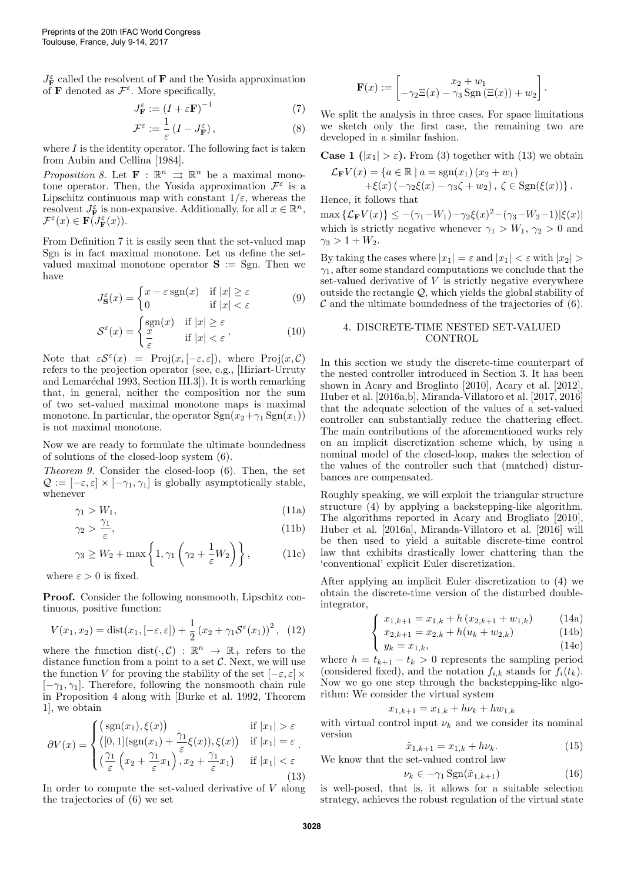$J_{\mathbf{F}}^{\varepsilon}$ called the resolvent of $\mathbf{F}$ and the Yosida approximation of $\mathbf{F}$ denoted as $\mathcal{F}^{\varepsilon}$. More specifically,

$$J_{\mathbf{F}}^{\varepsilon} := (I + \varepsilon \mathbf{F})^{-1} \tag{7}$$

$$\mathcal{F}^{\varepsilon} := \frac{1}{\varepsilon}\left(I - J_{\mathbf{F}}^{\varepsilon}\right), \tag{8}$$

where $I$ is the identity operator. The following fact is taken from Aubin and Cellina [1984].

*Proposition 8.* Let $\mathbf{F} : \mathbb{R}^n \rightrightarrows \mathbb{R}^n$ be a maximal monotone operator. Then, the Yosida approximation $\mathcal{F}^{\varepsilon}$ is a Lipschitz continuous map with constant $1/\varepsilon$, whereas the resolvent $J_{\mathbf{F}}^{\varepsilon}$ is non-expansive. Additionally, for all $x \in \mathbb{R}^n$, $\mathcal{F}^{\varepsilon}(x) \in \mathbf{F}(J_{\mathbf{F}}^{\varepsilon}(x))$.

From Definition 7 it is easily seen that the set-valued map Sgn is in fact maximal monotone. Let us define the set-valued maximal monotone operator $\mathbf{S} := \mathrm{Sgn}$. Then we have

$$J_{\mathbf{S}}^{\varepsilon}(x) = \begin{cases} x - \varepsilon \,\mathrm{sgn}(x) & \text{if } |x| \geq \varepsilon \\ 0 & \text{if } |x| < \varepsilon \end{cases} \tag{9}$$

$$\mathcal{S}^{\varepsilon}(x) = \begin{cases} \mathrm{sgn}(x) & \text{if } |x| \geq \varepsilon \\ \dfrac{x}{\varepsilon} & \text{if } |x| < \varepsilon \end{cases}. \tag{10}$$

Note that $\varepsilon \mathcal{S}^{\varepsilon}(x) = \mathrm{Proj}(x, [-\varepsilon, \varepsilon])$, where $\mathrm{Proj}(x, \mathcal{C})$ refers to the projection operator (see, e.g., [Hiriart-Urruty and Lemaréchal 1993, Section III.3]). It is worth remarking that, in general, neither the composition nor the sum of two set-valued maximal monotone maps is maximal monotone. In particular, the operator $\mathrm{Sgn}(x_2 + \gamma_1 \mathrm{Sgn}(x_1))$ is not maximal monotone.

Now we are ready to formulate the ultimate boundedness of solutions of the closed-loop system (6).

*Theorem 9.* Consider the closed-loop (6). Then, the set $\mathcal{Q} := [-\varepsilon, \varepsilon] \times [-\gamma_1, \gamma_1]$ is globally asymptotically stable, whenever

$$\gamma_1 > W_1, \tag{11a}$$

$$\gamma_2 > \frac{\gamma_1}{\varepsilon}, \tag{11b}$$

$$\gamma_3 \geq W_2 + \max\left\{1, \gamma_1\left(\gamma_2 + \frac{1}{\varepsilon} W_2\right)\right\}, \tag{11c}$$

where $\varepsilon > 0$ is fixed.

**Proof.** Consider the following nonsmooth, Lipschitz continuous, positive function:

$$V(x_1, x_2) = \mathrm{dist}(x_1, [-\varepsilon, \varepsilon]) + \frac{1}{2}\left(x_2 + \gamma_1 \mathcal{S}^{\varepsilon}(x_1)\right)^2, \tag{12}$$

where the function $\mathrm{dist}(\cdot, \mathcal{C}) : \mathbb{R}^n \to \mathbb{R}_+$ refers to the distance function from a point to a set $\mathcal{C}$. Next, we will use the function $V$ for proving the stability of the set $[-\varepsilon, \varepsilon] \times [-\gamma_1, \gamma_1]$. Therefore, following the nonsmooth chain rule in Proposition 4 along with [Burke et al. 1992, Theorem 1], we obtain

$$\partial V(x) = \begin{cases} \big(\mathrm{sgn}(x_1), \xi(x)\big) & \text{if } |x_1| > \varepsilon \\ \big([0,1](\mathrm{sgn}(x_1) + \dfrac{\gamma_1}{\varepsilon}\xi(x)), \xi(x)\big) & \text{if } |x_1| = \varepsilon \\ \big(\dfrac{\gamma_1}{\varepsilon}\left(x_2 + \dfrac{\gamma_1}{\varepsilon}x_1\right), x_2 + \dfrac{\gamma_1}{\varepsilon}x_1\big) & \text{if } |x_1| < \varepsilon \end{cases}. \tag{13}$$

In order to compute the set-valued derivative of $V$ along the trajectories of (6) we set

$$\mathbf{F}(x) := \begin{bmatrix} x_2 + w_1 \\ -\gamma_2 \Xi(x) - \gamma_3 \,\mathrm{Sgn}\left(\Xi(x)\right) + w_2 \end{bmatrix}.$$

We split the analysis in three cases. For space limitations we sketch only the first case, the remaining two are developed in a similar fashion.

**Case 1 ($|x_1| > \varepsilon$).** From (3) together with (13) we obtain

$$\mathcal{L}_{\mathbf{F}} V(x) = \{a \in \mathbb{R} \mid a = \mathrm{sgn}(x_1)\,(x_2 + w_1) + \xi(x)\left(-\gamma_2 \xi(x) - \gamma_3 \zeta + w_2\right),\ \zeta \in \mathrm{Sgn}(\xi(x))\}.$$

Hence, it follows that

$\max\{\mathcal{L}_{\mathbf{F}} V(x)\} \leq -(\gamma_1 - W_1) - \gamma_2 \xi(x)^2 - (\gamma_3 - W_2 - 1)|\xi(x)|$ which is strictly negative whenever $\gamma_1 > W_1$, $\gamma_2 > 0$ and $\gamma_3 > 1 + W_2$.

By taking the cases where $|x_1| = \varepsilon$ and $|x_1| < \varepsilon$ with $|x_2| > \gamma_1$, after some standard computations we conclude that the set-valued derivative of $V$ is strictly negative everywhere outside the rectangle $\mathcal{Q}$, which yields the global stability of $\mathcal{C}$ and the ultimate boundedness of the trajectories of (6).

## 4. DISCRETE-TIME NESTED SET-VALUED CONTROL

In this section we study the discrete-time counterpart of the nested controller introduced in Section 3. It has been shown in Acary and Brogliato [2010], Acary et al. [2012], Huber et al. [2016a,b], Miranda-Villatoro et al. [2017, 2016] that the adequate selection of the values of a set-valued controller can substantially reduce the chattering effect. The main contributions of the aforementioned works rely on an implicit discretization scheme which, by using a nominal model of the closed-loop, makes the selection of the values of the controller such that (matched) disturbances are compensated.

Roughly speaking, we will exploit the triangular structure structure (4) by applying a backstepping-like algorithm. The algorithms reported in Acary and Brogliato [2010], Huber et al. [2016a], Miranda-Villatoro et al. [2016] will be then used to yield a suitable discrete-time control law that exhibits drastically lower chattering than the 'conventional' explicit Euler discretization.

After applying an implicit Euler discretization to (4) we obtain the discrete-time version of the disturbed double-integrator,

$$\begin{cases} x_{1,k+1} = x_{1,k} + h\,(x_{2,k+1} + w_{1,k}) & (14a) \\ x_{2,k+1} = x_{2,k} + h(u_k + w_{2,k}) & (14b) \\ y_k = x_{1,k}, & (14c) \end{cases}$$

where $h = t_{k+1} - t_k > 0$ represents the sampling period (considered fixed), and the notation $f_{i,k}$ stands for $f_i(t_k)$. Now we go one step through the backstepping-like algorithm: We consider the virtual system

$$x_{1,k+1} = x_{1,k} + h\nu_k + hw_{1,k}$$

with virtual control input $\nu_k$ and we consider its nominal version

$$\tilde{x}_{1,k+1} = x_{1,k} + h\nu_k. \tag{15}$$

We know that the set-valued control law

$$\nu_k \in -\gamma_1 \,\mathrm{Sgn}(\tilde{x}_{1,k+1}) \tag{16}$$

is well-posed, that is, it allows for a suitable selection strategy, achieves the robust regulation of the virtual state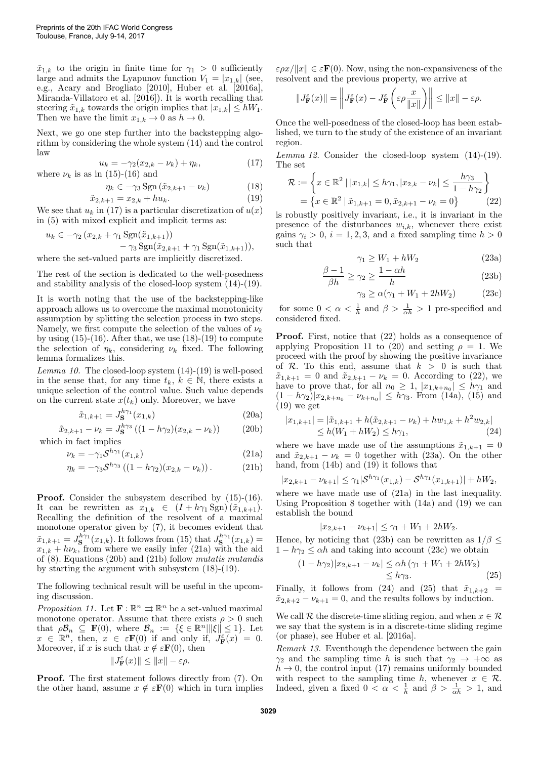$\tilde{x}_{1,k}$ to the origin in finite time for $\gamma_1 > 0$ sufficiently large and admits the Lyapunov function $V_1 = |x_{1,k}|$ (see, e.g., Acary and Brogliato [2010], Huber et al. [2016a], Miranda-Villatoro et al. [2016]). It is worth recalling that steering $\tilde{x}_{1,k}$ towards the origin implies that $|x_{1,k}| \le hW_1$. Then we have the limit $x_{1,k} \to 0$ as $h \to 0$.

Next, we go one step further into the backstepping algorithm by considering the whole system (14) and the control law

$$u_k = -\gamma_2(x_{2,k} - \nu_k) + \eta_k, \tag{17}$$

where $\nu_k$ is as in (15)-(16) and

$$\eta_k \in -\gamma_3 \operatorname{Sgn}(\tilde{x}_{2,k+1} - \nu_k) \tag{18}$$

$$\tilde{x}_{2,k+1} = x_{2,k} + hu_k. \tag{19}$$

We see that $u_k$ in (17) is a particular discretization of $u(x)$ in (5) with mixed explicit and implicit terms as:

$$u_k \in -\gamma_2 \left(x_{2,k} + \gamma_1 \operatorname{Sgn}(\tilde{x}_{1,k+1})\right) - \gamma_3 \operatorname{Sgn}(\tilde{x}_{2,k+1} + \gamma_1 \operatorname{Sgn}(\tilde{x}_{1,k+1})),$$

where the set-valued parts are implicitly discretized.

The rest of the section is dedicated to the well-posedness and stability analysis of the closed-loop system (14)-(19).

It is worth noting that the use of the backstepping-like approach allows us to overcome the maximal monotonicity assumption by splitting the selection process in two steps. Namely, we first compute the selection of the values of $\nu_k$ by using (15)-(16). After that, we use (18)-(19) to compute the selection of $\eta_k$, considering $\nu_k$ fixed. The following lemma formalizes this.

*Lemma 10.* The closed-loop system (14)-(19) is well-posed in the sense that, for any time $t_k$, $k \in \mathbb{N}$, there exists a unique selection of the control value. Such value depends on the current state $x(t_k)$ only. Moreover, we have

$$\tilde{x}_{1,k+1} = J_{\mathbf{S}}^{h\gamma_1}(x_{1,k}) \tag{20a}$$

$$\tilde{x}_{2,k+1} - \nu_k = J_{\mathbf{S}}^{h\gamma_3}\left((1 - h\gamma_2)(x_{2,k} - \nu_k)\right) \tag{20b}$$

which in fact implies

$$\nu_k = -\gamma_1 \mathcal{S}^{h\gamma_1}(x_{1,k}) \tag{21a}$$

$$\eta_k = -\gamma_3 \mathcal{S}^{h\gamma_3}\left((1 - h\gamma_2)(x_{2,k} - \nu_k)\right). \tag{21b}$$

**Proof.** Consider the subsystem described by (15)-(16). It can be rewritten as $x_{1,k} \in (I + h\gamma_1 \operatorname{Sgn})(\tilde{x}_{1,k+1})$. Recalling the definition of the resolvent of a maximal monotone operator given by (7), it becomes evident that $\tilde{x}_{1,k+1} = J_{\mathbf{S}}^{h\gamma_1}(x_{1,k})$. It follows from (15) that $J_{\mathbf{S}}^{h\gamma_1}(x_{1,k}) = x_{1,k} + h\nu_k$, from where we easily infer (21a) with the aid of (8). Equations (20b) and (21b) follow *mutatis mutandis* by starting the argument with subsystem (18)-(19).

The following technical result will be useful in the upcoming discussion.

*Proposition 11.* Let $\mathbf{F} : \mathbb{R}^n \rightrightarrows \mathbb{R}^n$ be a set-valued maximal monotone operator. Assume that there exists $\rho > 0$ such that $\rho \mathcal{B}_n \subseteq \mathbf{F}(0)$, where $\mathcal{B}_n := \{\xi \in \mathbb{R}^n | \|\xi\| \le 1\}$. Let $x \in \mathbb{R}^n$, then, $x \in \varepsilon \mathbf{F}(0)$ if and only if, $J_{\mathbf{F}}^{\varepsilon}(x) = 0$. Moreover, if $x$ is such that $x \notin \varepsilon \mathbf{F}(0)$, then

$$\|J_{\mathbf{F}}^{\varepsilon}(x)\| \le \|x\| - \varepsilon\rho.$$

**Proof.** The first statement follows directly from (7). On the other hand, assume $x \notin \varepsilon \mathbf{F}(0)$ which in turn implies $\varepsilon\rho x/\|x\| \in \varepsilon \mathbf{F}(0)$. Now, using the non-expansiveness of the resolvent and the previous property, we arrive at

$$\|J_{\mathbf{F}}^{\varepsilon}(x)\| = \left\| J_{\mathbf{F}}^{\varepsilon}(x) - J_{\mathbf{F}}^{\varepsilon}\left(\varepsilon\rho \frac{x}{\|x\|}\right) \right\| \le \|x\| - \varepsilon\rho.$$

Once the well-posedness of the closed-loop has been established, we turn to the study of the existence of an invariant region.

*Lemma 12.* Consider the closed-loop system (14)-(19). The set

$$\mathcal{R} := \left\{ x \in \mathbb{R}^2 \mid |x_{1,k}| \le h\gamma_1, |x_{2,k} - \nu_k| \le \frac{h\gamma_3}{1 - h\gamma_2} \right\}$$
$$= \left\{ x \in \mathbb{R}^2 \mid \tilde{x}_{1,k+1} = 0, \tilde{x}_{2,k+1} - \nu_k = 0 \right\} \tag{22}$$

is robustly positively invariant, i.e., it is invariant in the presence of the disturbances $w_{i,k}$, whenever there exist gains $\gamma_i > 0$, $i = 1, 2, 3$, and a fixed sampling time $h > 0$ such that

$$\gamma_1 \ge W_1 + hW_2 \tag{23a}$$

$$\frac{\beta - 1}{\beta h} \ge \gamma_2 \ge \frac{1 - \alpha h}{h} \tag{23b}$$

$$\gamma_3 \ge \alpha(\gamma_1 + W_1 + 2hW_2) \tag{23c}$$

for some $0 < \alpha < \frac{1}{h}$ and $\beta > \frac{1}{\alpha h} > 1$ pre-specified and considered fixed.

**Proof.** First, notice that (22) holds as a consequence of applying Proposition 11 to (20) and setting $\rho = 1$. We proceed with the proof by showing the positive invariance of $\mathcal{R}$. To this end, assume that $k > 0$ is such that $\tilde{x}_{1,k+1} = 0$ and $\tilde{x}_{2,k+1} - \nu_k = 0$. According to (22), we have to prove that, for all $n_0 \ge 1$, $|x_{1,k+n_0}| \le h\gamma_1$ and $(1 - h\gamma_2)|x_{2,k+n_0} - \nu_{k+n_0}| \le h\gamma_3$. From (14a), (15) and (19) we get

$$|x_{1,k+1}| = |\tilde{x}_{1,k+1} + h(\tilde{x}_{2,k+1} - \nu_k) + hw_{1,k} + h^2 w_{2,k}| \le h(W_1 + hW_2) \le h\gamma_1, \tag{24}$$

where we have made use of the assumptions $\tilde{x}_{1,k+1} = 0$ and $\tilde{x}_{2,k+1} - \nu_k = 0$ together with (23a). On the other hand, from (14b) and (19) it follows that

$$|x_{2,k+1} - \nu_{k+1}| \le \gamma_1 |\mathcal{S}^{h\gamma_1}(x_{1,k}) - \mathcal{S}^{h\gamma_1}(x_{1,k+1})| + hW_2,$$

where we have made use of (21a) in the last inequality. Using Proposition 8 together with (14a) and (19) we can establish the bound

$$|x_{2,k+1} - \nu_{k+1}| \le \gamma_1 + W_1 + 2hW_2.$$

Hence, by noticing that (23b) can be rewritten as $1/\beta \le 1 - h\gamma_2 \le \alpha h$ and taking into account (23c) we obtain

$$(1 - h\gamma_2)|x_{2,k+1} - \nu_k| \le \alpha h(\gamma_1 + W_1 + 2hW_2) \le h\gamma_3. \tag{25}$$

Finally, it follows from (24) and (25) that $\tilde{x}_{1,k+2} = \tilde{x}_{2,k+2} - \nu_{k+1} = 0$, and the results follows by induction.

We call $\mathcal{R}$ the discrete-time sliding region, and when $x \in \mathcal{R}$ we say that the system is in a discrete-time sliding regime (or phase), see Huber et al. [2016a].

*Remark 13.* Eventhough the dependence between the gain $\gamma_2$ and the sampling time $h$ is such that $\gamma_2 \to +\infty$ as $h \to 0$, the control input (17) remains uniformly bounded with respect to the sampling time $h$, whenever $x \in \mathcal{R}$. Indeed, given a fixed $0 < \alpha < \frac{1}{h}$ and $\beta > \frac{1}{\alpha h} > 1$, and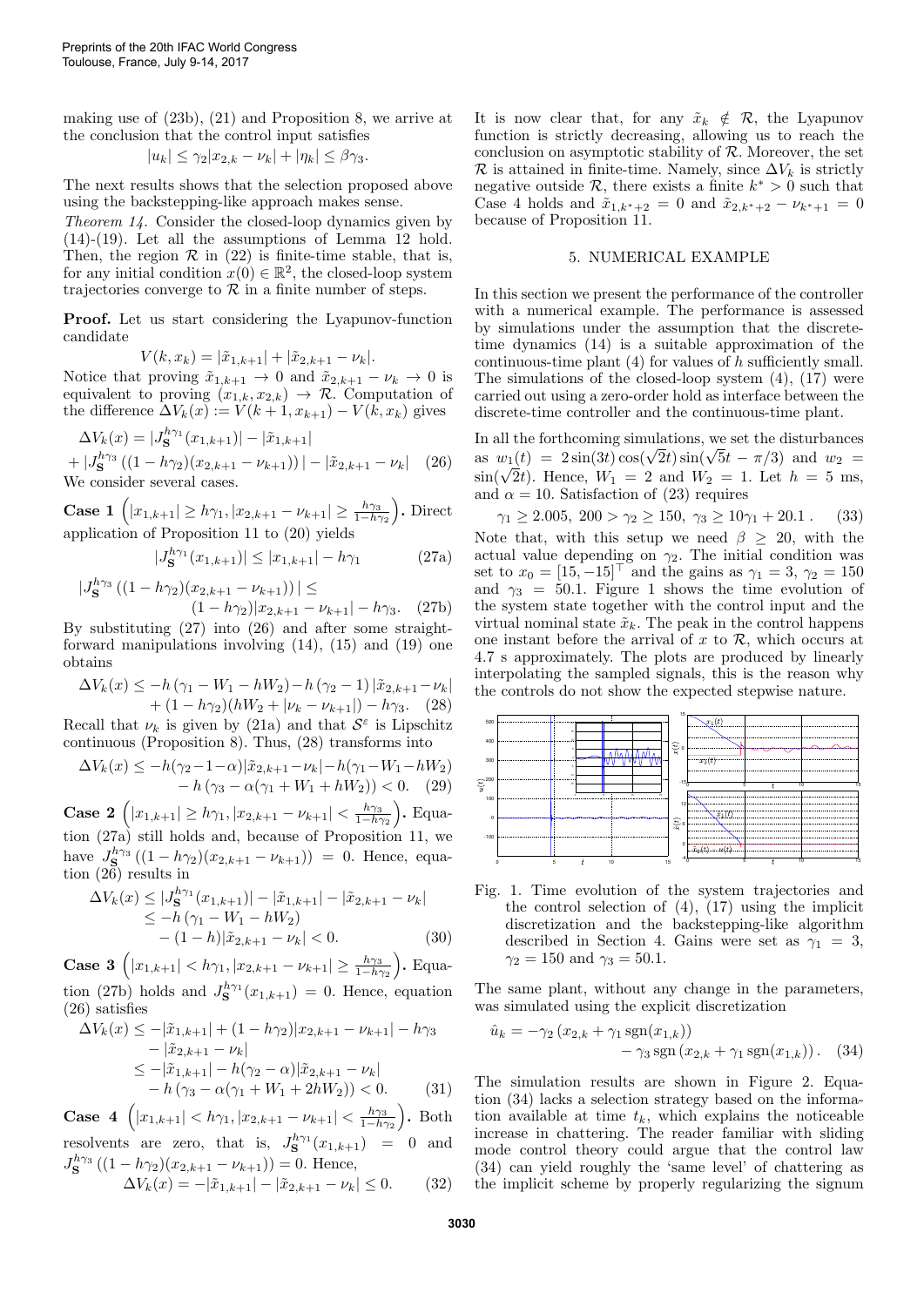making use of (23b), (21) and Proposition 8, we arrive at the conclusion that the control input satisfies

$$|u_k| \le \gamma_2|x_{2,k} - \nu_k| + |\eta_k| \le \beta\gamma_3.$$

The next results shows that the selection proposed above using the backstepping-like approach makes sense.

*Theorem 14.* Consider the closed-loop dynamics given by (14)-(19). Let all the assumptions of Lemma 12 hold. Then, the region $\mathcal{R}$ in (22) is finite-time stable, that is, for any initial condition $x(0) \in \mathbb{R}^2$, the closed-loop system trajectories converge to $\mathcal{R}$ in a finite number of steps.

**Proof.** Let us start considering the Lyapunov-function candidate

$$V(k, x_k) = |\tilde{x}_{1,k+1}| + |\tilde{x}_{2,k+1} - \nu_k|.$$

Notice that proving $\tilde{x}_{1,k+1} \to 0$ and $\tilde{x}_{2,k+1} - \nu_k \to 0$ is equivalent to proving $(x_{1,k}, x_{2,k}) \to \mathcal{R}$. Computation of the difference $\Delta V_k(x) := V(k+1, x_{k+1}) - V(k, x_k)$ gives

$$\Delta V_k(x) = |J_{\mathbf{S}}^{h\gamma_1}(x_{1,k+1})| - |\tilde{x}_{1,k+1}| + |J_{\mathbf{S}}^{h\gamma_3}\left((1-h\gamma_2)(x_{2,k+1} - \nu_{k+1})\right)| - |\tilde{x}_{2,k+1} - \nu_k| \quad (26)$$

We consider several cases.

**Case 1** $\left(|x_{1,k+1}| \ge h\gamma_1, |x_{2,k+1} - \nu_{k+1}| \ge \frac{h\gamma_3}{1-h\gamma_2}\right)$**.** Direct application of Proposition 11 to (20) yields

$$|J_{\mathbf{S}}^{h\gamma_1}(x_{1,k+1})| \le |x_{1,k+1}| - h\gamma_1 \quad (27a)$$

$$|J_{\mathbf{S}}^{h\gamma_3}\left((1-h\gamma_2)(x_{2,k+1} - \nu_{k+1})\right)| \le (1-h\gamma_2)|x_{2,k+1} - \nu_{k+1}| - h\gamma_3. \quad (27b)$$

By substituting (27) into (26) and after some straightforward manipulations involving (14), (15) and (19) one obtains

$$\Delta V_k(x) \le -h\left(\gamma_1 - W_1 - hW_2\right) - h\left(\gamma_2 - 1\right)|\tilde{x}_{2,k+1} - \nu_k| + (1-h\gamma_2)(hW_2 + |\nu_k - \nu_{k+1}|) - h\gamma_3. \quad (28)$$

Recall that $\nu_k$ is given by (21a) and that $\mathcal{S}^\varepsilon$ is Lipschitz continuous (Proposition 8). Thus, (28) transforms into

$$\Delta V_k(x) \le -h(\gamma_2 - 1 - \alpha)|\tilde{x}_{2,k+1} - \nu_k| - h(\gamma_1 - W_1 - hW_2) - h\left(\gamma_3 - \alpha(\gamma_1 + W_1 + hW_2)\right) < 0. \quad (29)$$

**Case 2** $\left(|x_{1,k+1}| \ge h\gamma_1, |x_{2,k+1} - \nu_{k+1}| < \frac{h\gamma_3}{1-h\gamma_2}\right)$**.** Equation (27a) still holds and, because of Proposition 11, we have $J_{\mathbf{S}}^{h\gamma_3}\left((1-h\gamma_2)(x_{2,k+1} - \nu_{k+1})\right) = 0$. Hence, equation (26) results in

$$\begin{aligned}\Delta V_k(x) &\le |J_{\mathbf{S}}^{h\gamma_1}(x_{1,k+1})| - |\tilde{x}_{1,k+1}| - |\tilde{x}_{2,k+1} - \nu_k| \\ &\le -h\left(\gamma_1 - W_1 - hW_2\right) \\ &\quad - (1-h)|\tilde{x}_{2,k+1} - \nu_k| < 0. \end{aligned} \quad (30)$$

**Case 3** $\left(|x_{1,k+1}| < h\gamma_1, |x_{2,k+1} - \nu_{k+1}| \ge \frac{h\gamma_3}{1-h\gamma_2}\right)$**.** Equation (27b) holds and $J_{\mathbf{S}}^{h\gamma_1}(x_{1,k+1}) = 0$. Hence, equation (26) satisfies

$$\begin{aligned}\Delta V_k(x) &\le -|\tilde{x}_{1,k+1}| + (1-h\gamma_2)|x_{2,k+1} - \nu_{k+1}| - h\gamma_3 \\ &\quad - |\tilde{x}_{2,k+1} - \nu_k| \\ &\le -|\tilde{x}_{1,k+1}| - h(\gamma_2 - \alpha)|\tilde{x}_{2,k+1} - \nu_k| \\ &\quad - h\left(\gamma_3 - \alpha(\gamma_1 + W_1 + 2hW_2)\right) < 0. \end{aligned} \quad (31)$$

**Case 4** $\left(|x_{1,k+1}| < h\gamma_1, |x_{2,k+1} - \nu_{k+1}| < \frac{h\gamma_3}{1-h\gamma_2}\right)$**.** Both resolvents are zero, that is, $J_{\mathbf{S}}^{h\gamma_1}(x_{1,k+1}) = 0$ and $J_{\mathbf{S}}^{h\gamma_3}\left((1-h\gamma_2)(x_{2,k+1} - \nu_{k+1})\right) = 0$. Hence,

$$\Delta V_k(x) = -|\tilde{x}_{1,k+1}| - |\tilde{x}_{2,k+1} - \nu_k| \le 0. \quad (32)$$

It is now clear that, for any $\tilde{x}_k \notin \mathcal{R}$, the Lyapunov function is strictly decreasing, allowing us to reach the conclusion on asymptotic stability of $\mathcal{R}$. Moreover, the set $\mathcal{R}$ is attained in finite-time. Namely, since $\Delta V_k$ is strictly negative outside $\mathcal{R}$, there exists a finite $k^* > 0$ such that Case 4 holds and $\tilde{x}_{1,k^*+2} = 0$ and $\tilde{x}_{2,k^*+2} - \nu_{k^*+1} = 0$ because of Proposition 11.

## 5. NUMERICAL EXAMPLE

In this section we present the performance of the controller with a numerical example. The performance is assessed by simulations under the assumption that the discrete-time dynamics (14) is a suitable approximation of the continuous-time plant (4) for values of $h$ sufficiently small. The simulations of the closed-loop system (4), (17) were carried out using a zero-order hold as interface between the discrete-time controller and the continuous-time plant.

In all the forthcoming simulations, we set the disturbances as $w_1(t) = 2\sin(3t)\cos(\sqrt{2}t)\sin(\sqrt{5}t - \pi/3)$ and $w_2 = \sin(\sqrt{2}t)$. Hence, $W_1 = 2$ and $W_2 = 1$. Let $h = 5$ ms, and $\alpha = 10$. Satisfaction of (23) requires

$$\gamma_1 \ge 2.005,\ 200 > \gamma_2 \ge 150,\ \gamma_3 \ge 10\gamma_1 + 20.1\,. \quad (33)$$

Note that, with this setup we need $\beta \ge 20$, with the actual value depending on $\gamma_2$. The initial condition was set to $x_0 = [15, -15]^\top$ and the gains as $\gamma_1 = 3$, $\gamma_2 = 150$ and $\gamma_3 = 50.1$. Figure 1 shows the time evolution of the system state together with the control input and the virtual nominal state $\tilde{x}_k$. The peak in the control happens one instant before the arrival of $x$ to $\mathcal{R}$, which occurs at 4.7 s approximately. The plots are produced by linearly interpolating the sampled signals, this is the reason why the controls do not show the expected stepwise nature.

Fig. 1. Time evolution of the system trajectories and the control selection of (4), (17) using the implicit discretization and the backstepping-like algorithm described in Section 4. Gains were set as $\gamma_1 = 3$, $\gamma_2 = 150$ and $\gamma_3 = 50.1$.

The same plant, without any change in the parameters, was simulated using the explicit discretization

$$\hat{u}_k = -\gamma_2\left(x_{2,k} + \gamma_1 \operatorname{sgn}(x_{1,k})\right) - \gamma_3 \operatorname{sgn}\left(x_{2,k} + \gamma_1 \operatorname{sgn}(x_{1,k})\right). \quad (34)$$

The simulation results are shown in Figure 2. Equation (34) lacks a selection strategy based on the information available at time $t_k$, which explains the noticeable increase in chattering. The reader familiar with sliding mode control theory could argue that the control law (34) can yield roughly the 'same level' of chattering as the implicit scheme by properly regularizing the signum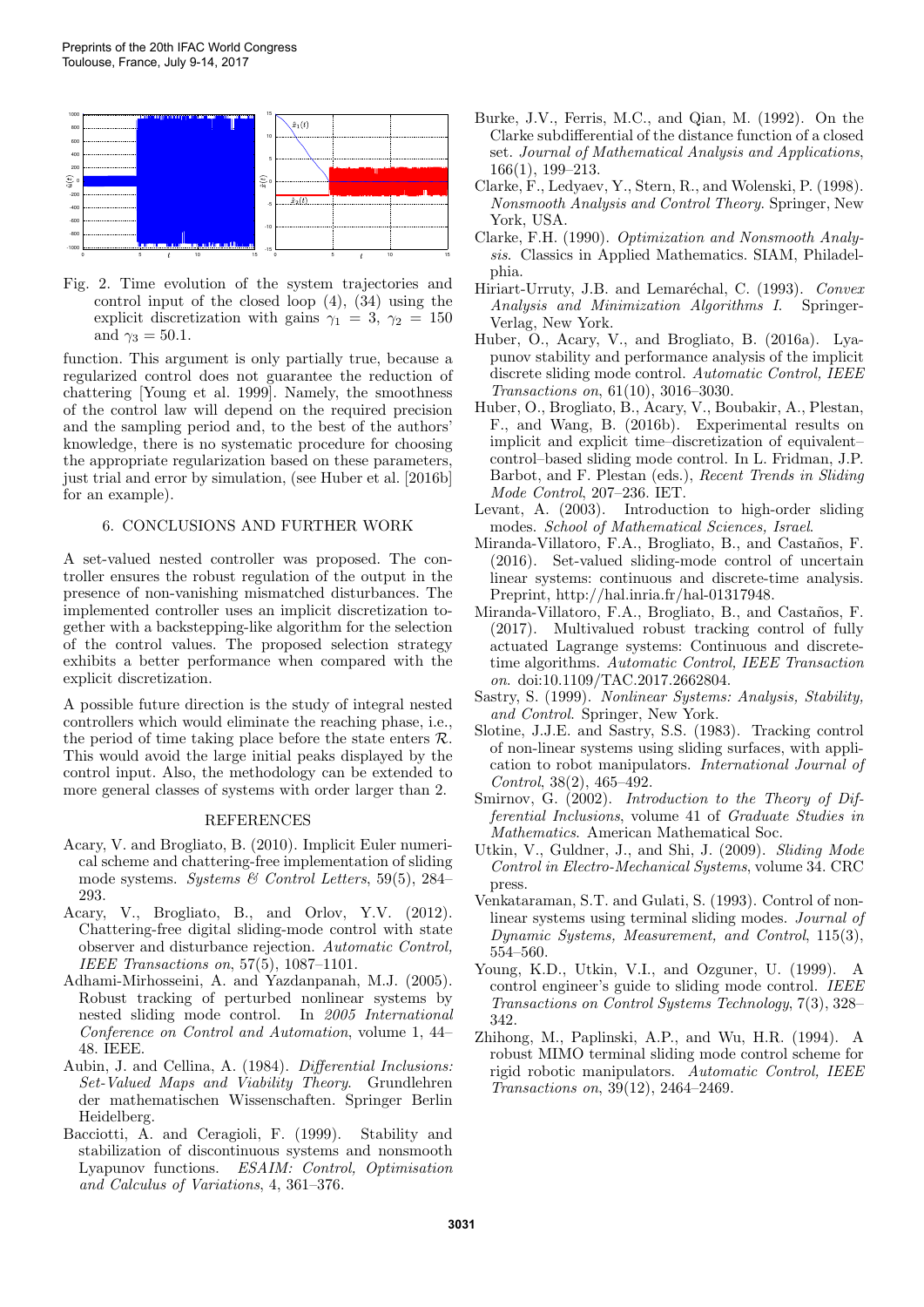1000
800
600
400
200
0
-200
-400
-600
-800
-1000
$\hat{u}(t)$
0
5
$t$
10
15

15
10
5
0
-5
-10
-15
$\hat{x}(t)$
$\hat{x}_1(t)$
$\hat{x}_2(t)$
0
5
$t$
10
15

Fig. 2. Time evolution of the system trajectories and control input of the closed loop (4), (34) using the explicit discretization with gains $\gamma_1 = 3$, $\gamma_2 = 150$ and $\gamma_3 = 50.1$.

function. This argument is only partially true, because a regularized control does not guarantee the reduction of chattering [Young et al. 1999]. Namely, the smoothness of the control law will depend on the required precision and the sampling period and, to the best of the authors' knowledge, there is no systematic procedure for choosing the appropriate regularization based on these parameters, just trial and error by simulation, (see Huber et al. [2016b] for an example).

## 6. CONCLUSIONS AND FURTHER WORK

A set-valued nested controller was proposed. The controller ensures the robust regulation of the output in the presence of non-vanishing mismatched disturbances. The implemented controller uses an implicit discretization together with a backstepping-like algorithm for the selection of the control values. The proposed selection strategy exhibits a better performance when compared with the explicit discretization.

A possible future direction is the study of integral nested controllers which would eliminate the reaching phase, i.e., the period of time taking place before the state enters $\mathcal{R}$. This would avoid the large initial peaks displayed by the control input. Also, the methodology can be extended to more general classes of systems with order larger than 2.

## REFERENCES

Acary, V. and Brogliato, B. (2010). Implicit Euler numerical scheme and chattering-free implementation of sliding mode systems. *Systems & Control Letters*, 59(5), 284–293.

Acary, V., Brogliato, B., and Orlov, Y.V. (2012). Chattering-free digital sliding-mode control with state observer and disturbance rejection. *Automatic Control, IEEE Transactions on*, 57(5), 1087–1101.

Adhami-Mirhosseini, A. and Yazdanpanah, M.J. (2005). Robust tracking of perturbed nonlinear systems by nested sliding mode control. In *2005 International Conference on Control and Automation*, volume 1, 44–48. IEEE.

Aubin, J. and Cellina, A. (1984). *Differential Inclusions: Set-Valued Maps and Viability Theory*. Grundlehren der mathematischen Wissenschaften. Springer Berlin Heidelberg.

Bacciotti, A. and Ceragioli, F. (1999). Stability and stabilization of discontinuous systems and nonsmooth Lyapunov functions. *ESAIM: Control, Optimisation and Calculus of Variations*, 4, 361–376.

Burke, J.V., Ferris, M.C., and Qian, M. (1992). On the Clarke subdifferential of the distance function of a closed set. *Journal of Mathematical Analysis and Applications*, 166(1), 199–213.

Clarke, F., Ledyaev, Y., Stern, R., and Wolenski, P. (1998). *Nonsmooth Analysis and Control Theory*. Springer, New York, USA.

Clarke, F.H. (1990). *Optimization and Nonsmooth Analysis*. Classics in Applied Mathematics. SIAM, Philadelphia.

Hiriart-Urruty, J.B. and Lemaréchal, C. (1993). *Convex Analysis and Minimization Algorithms I*. Springer-Verlag, New York.

Huber, O., Acary, V., and Brogliato, B. (2016a). Lyapunov stability and performance analysis of the implicit discrete sliding mode control. *Automatic Control, IEEE Transactions on*, 61(10), 3016–3030.

Huber, O., Brogliato, B., Acary, V., Boubakir, A., Plestan, F., and Wang, B. (2016b). Experimental results on implicit and explicit time–discretization of equivalent–control–based sliding mode control. In L. Fridman, J.P. Barbot, and F. Plestan (eds.), *Recent Trends in Sliding Mode Control*, 207–236. IET.

Levant, A. (2003). Introduction to high-order sliding modes. *School of Mathematical Sciences, Israel*.

Miranda-Villatoro, F.A., Brogliato, B., and Castaños, F. (2016). Set-valued sliding-mode control of uncertain linear systems: continuous and discrete-time analysis. Preprint, http://hal.inria.fr/hal-01317948.

Miranda-Villatoro, F.A., Brogliato, B., and Castaños, F. (2017). Multivalued robust tracking control of fully actuated Lagrange systems: Continuous and discrete-time algorithms. *Automatic Control, IEEE Transaction on*. doi:10.1109/TAC.2017.2662804.

Sastry, S. (1999). *Nonlinear Systems: Analysis, Stability, and Control*. Springer, New York.

Slotine, J.J.E. and Sastry, S.S. (1983). Tracking control of non-linear systems using sliding surfaces, with application to robot manipulators. *International Journal of Control*, 38(2), 465–492.

Smirnov, G. (2002). *Introduction to the Theory of Differential Inclusions*, volume 41 of *Graduate Studies in Mathematics*. American Mathematical Soc.

Utkin, V., Guldner, J., and Shi, J. (2009). *Sliding Mode Control in Electro-Mechanical Systems*, volume 34. CRC press.

Venkataraman, S.T. and Gulati, S. (1993). Control of nonlinear systems using terminal sliding modes. *Journal of Dynamic Systems, Measurement, and Control*, 115(3), 554–560.

Young, K.D., Utkin, V.I., and Ozguner, U. (1999). A control engineer's guide to sliding mode control. *IEEE Transactions on Control Systems Technology*, 7(3), 328–342.

Zhihong, M., Paplinski, A.P., and Wu, H.R. (1994). A robust MIMO terminal sliding mode control scheme for rigid robotic manipulators. *Automatic Control, IEEE Transactions on*, 39(12), 2464–2469.